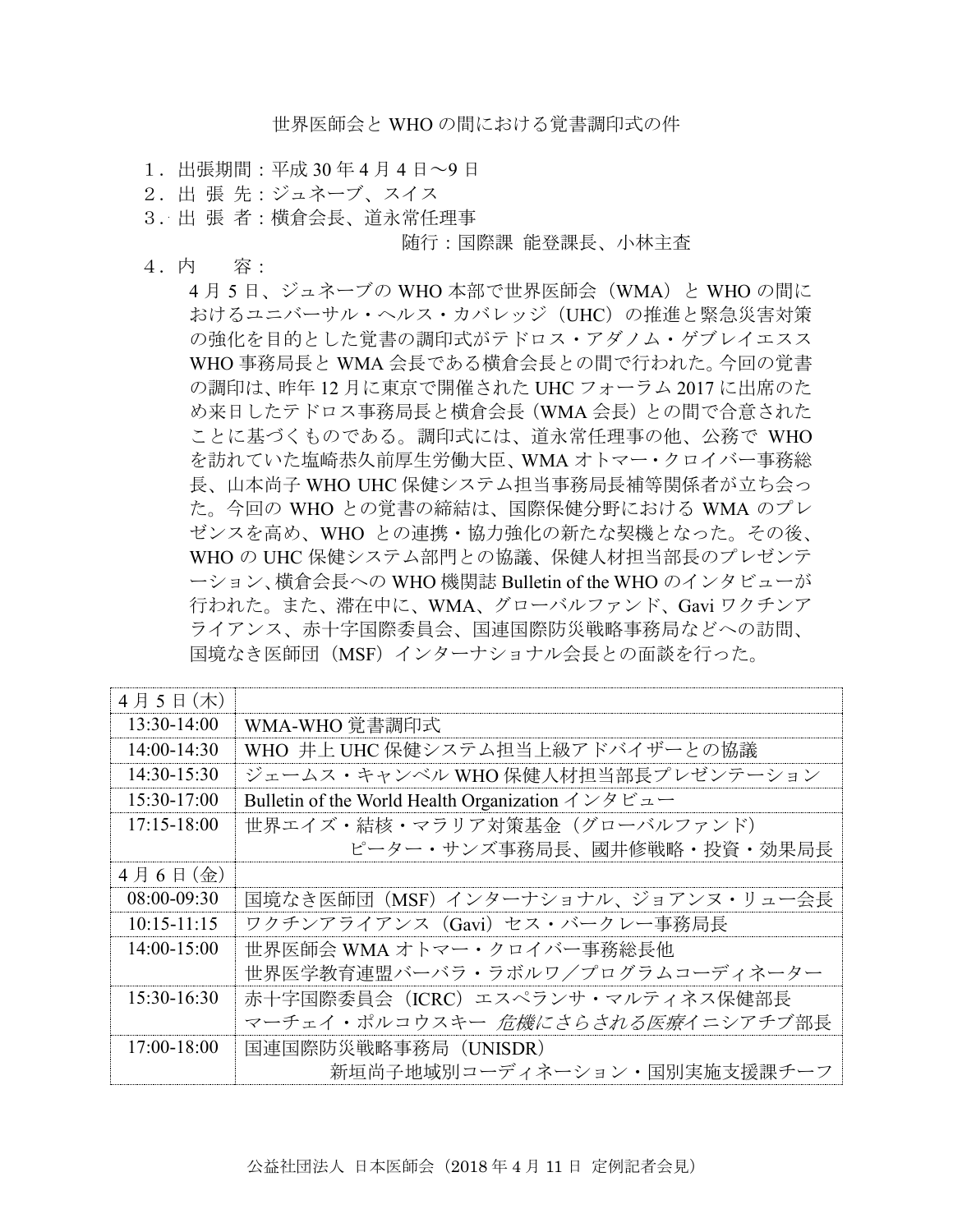# 世界医師会と WHO の間における覚書調印式の件

1．出張期間：平成 30 年 4 月 4 日～9 日

2．出 張 先：ジュネーブ、スイス

3．出 張 者：横倉会長、道永常任理事

随行：国際課 能登課長、小林主査

4．内　　容：

4 月 5 日、ジュネーブの WHO 本部で世界医師会（WMA）と WHO の間におけるユニバーサル・ヘルス・カバレッジ（UHC）の推進と緊急災害対策の強化を目的とした覚書の調印式がテドロス・アダノム・ゲブレイエスス WHO 事務局長と WMA 会長である横倉会長との間で行われた。今回の覚書の調印は、昨年 12 月に東京で開催された UHC フォーラム 2017 に出席のため来日したテドロス事務局長と横倉会長（WMA 会長）との間で合意されたことに基づくものである。調印式には、道永常任理事の他、公務で WHO を訪れていた塩崎恭久前厚生労働大臣、WMA オトマー・クロイバー事務総長、山本尚子 WHO UHC 保健システム担当事務局長補等関係者が立ち会った。今回の WHO との覚書の締結は、国際保健分野における WMA のプレゼンスを高め、WHO との連携・協力強化の新たな契機となった。その後、WHO の UHC 保健システム部門との協議、保健人材担当部長のプレゼンテーション、横倉会長への WHO 機関誌 Bulletin of the WHO のインタビューが行われた。また、滞在中に、WMA、グローバルファンド、Gavi ワクチンアライアンス、赤十字国際委員会、国連国際防災戦略事務局などへの訪問、国境なき医師団（MSF）インターナショナル会長との面談を行った。

| 4 月 5 日（木） | |
|---|---|
| 13:30-14:00 | WMA-WHO 覚書調印式 |
| 14:00-14:30 | WHO 井上 UHC 保健システム担当上級アドバイザーとの協議 |
| 14:30-15:30 | ジェームス・キャンベル WHO 保健人材担当部長プレゼンテーション |
| 15:30-17:00 | Bulletin of the World Health Organization インタビュー |
| 17:15-18:00 | 世界エイズ・結核・マラリア対策基金（グローバルファンド）<br>ピーター・サンズ事務局長、國井修戦略・投資・効果局長 |
| 4 月 6 日（金） | |
| 08:00-09:30 | 国境なき医師団（MSF）インターナショナル、ジョアンヌ・リュー会長 |
| 10:15-11:15 | ワクチンアライアンス（Gavi）セス・バークレー事務局長 |
| 14:00-15:00 | 世界医師会 WMA オトマー・クロイバー事務総長他<br>世界医学教育連盟バーバラ・ラボルワ／プログラムコーディネーター |
| 15:30-16:30 | 赤十字国際委員会（ICRC）エスペランサ・マルティネス保健部長<br>マーチェイ・ポルコウスキー *危機にさらされる医療*イニシアチブ部長 |
| 17:00-18:00 | 国連国際防災戦略事務局（UNISDR）<br>新垣尚子地域別コーディネーション・国別実施支援課チーフ |

公益社団法人 日本医師会（2018 年 4 月 11 日 定例記者会見）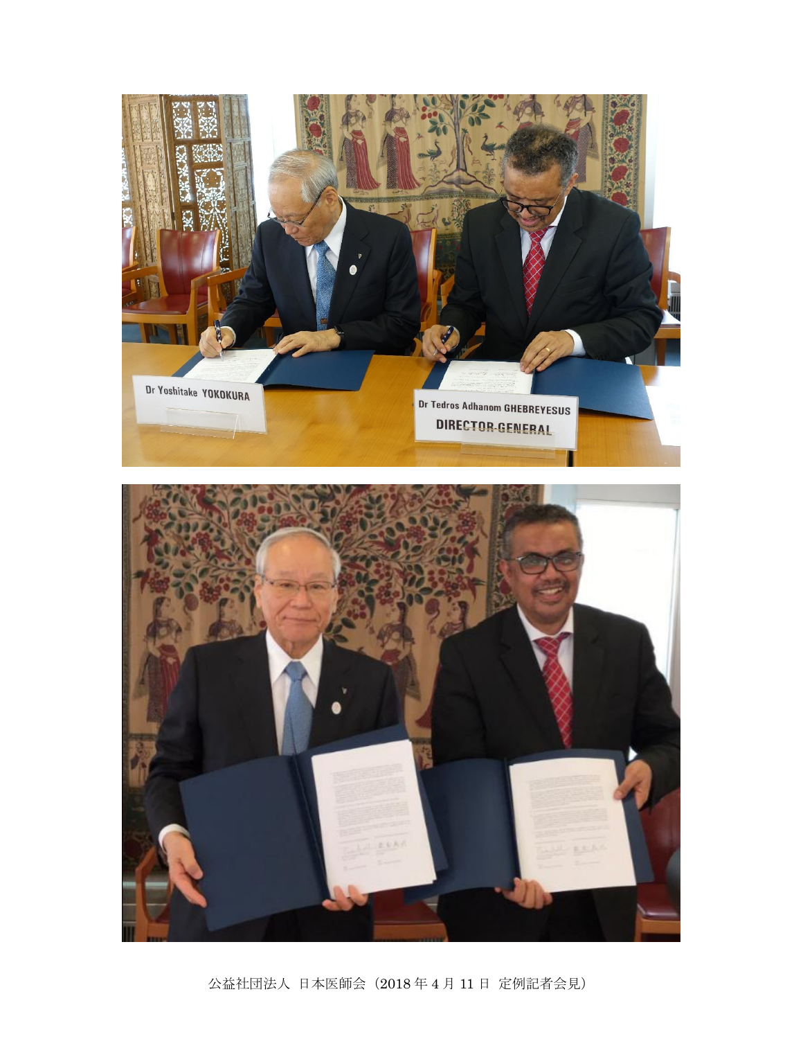公益社団法人 日本医師会（2018 年 4 月 11 日 定例記者会見）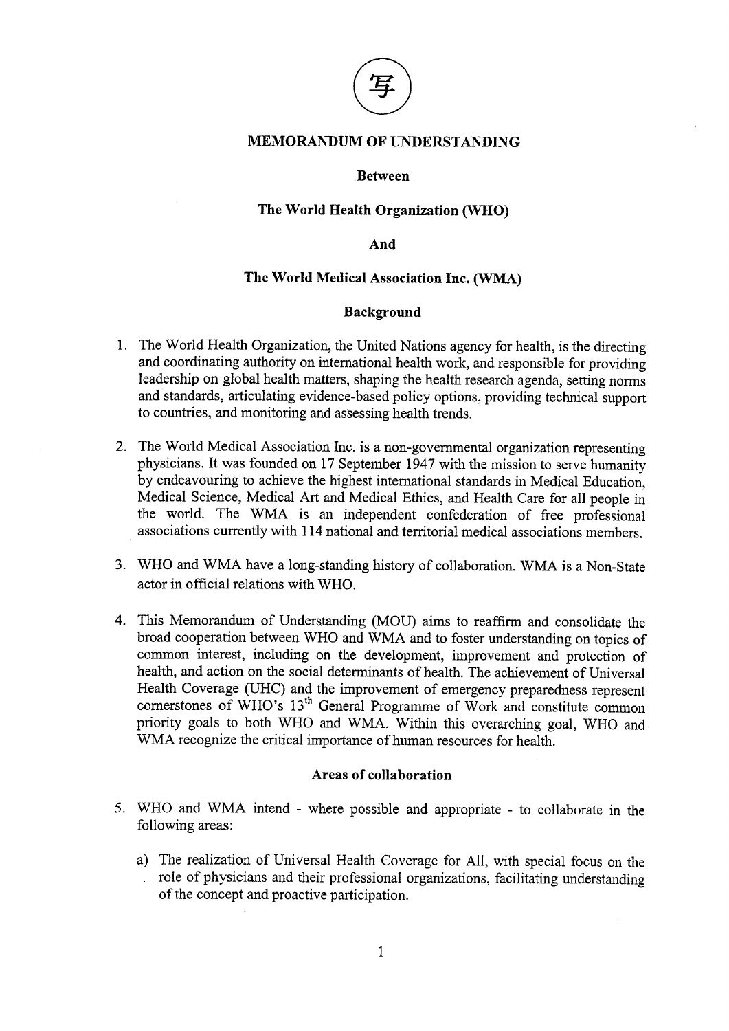写

**MEMORANDUM OF UNDERSTANDING**

**Between**

**The World Health Organization (WHO)**

**And**

**The World Medical Association Inc. (WMA)**

## Background

1. The World Health Organization, the United Nations agency for health, is the directing and coordinating authority on international health work, and responsible for providing leadership on global health matters, shaping the health research agenda, setting norms and standards, articulating evidence-based policy options, providing technical support to countries, and monitoring and assessing health trends.

2. The World Medical Association Inc. is a non-governmental organization representing physicians. It was founded on 17 September 1947 with the mission to serve humanity by endeavouring to achieve the highest international standards in Medical Education, Medical Science, Medical Art and Medical Ethics, and Health Care for all people in the world. The WMA is an independent confederation of free professional associations currently with 114 national and territorial medical associations members.

3. WHO and WMA have a long-standing history of collaboration. WMA is a Non-State actor in official relations with WHO.

4. This Memorandum of Understanding (MOU) aims to reaffirm and consolidate the broad cooperation between WHO and WMA and to foster understanding on topics of common interest, including on the development, improvement and protection of health, and action on the social determinants of health. The achievement of Universal Health Coverage (UHC) and the improvement of emergency preparedness represent cornerstones of WHO's 13th General Programme of Work and constitute common priority goals to both WHO and WMA. Within this overarching goal, WHO and WMA recognize the critical importance of human resources for health.

## Areas of collaboration

5. WHO and WMA intend - where possible and appropriate - to collaborate in the following areas:

   a) The realization of Universal Health Coverage for All, with special focus on the role of physicians and their professional organizations, facilitating understanding of the concept and proactive participation.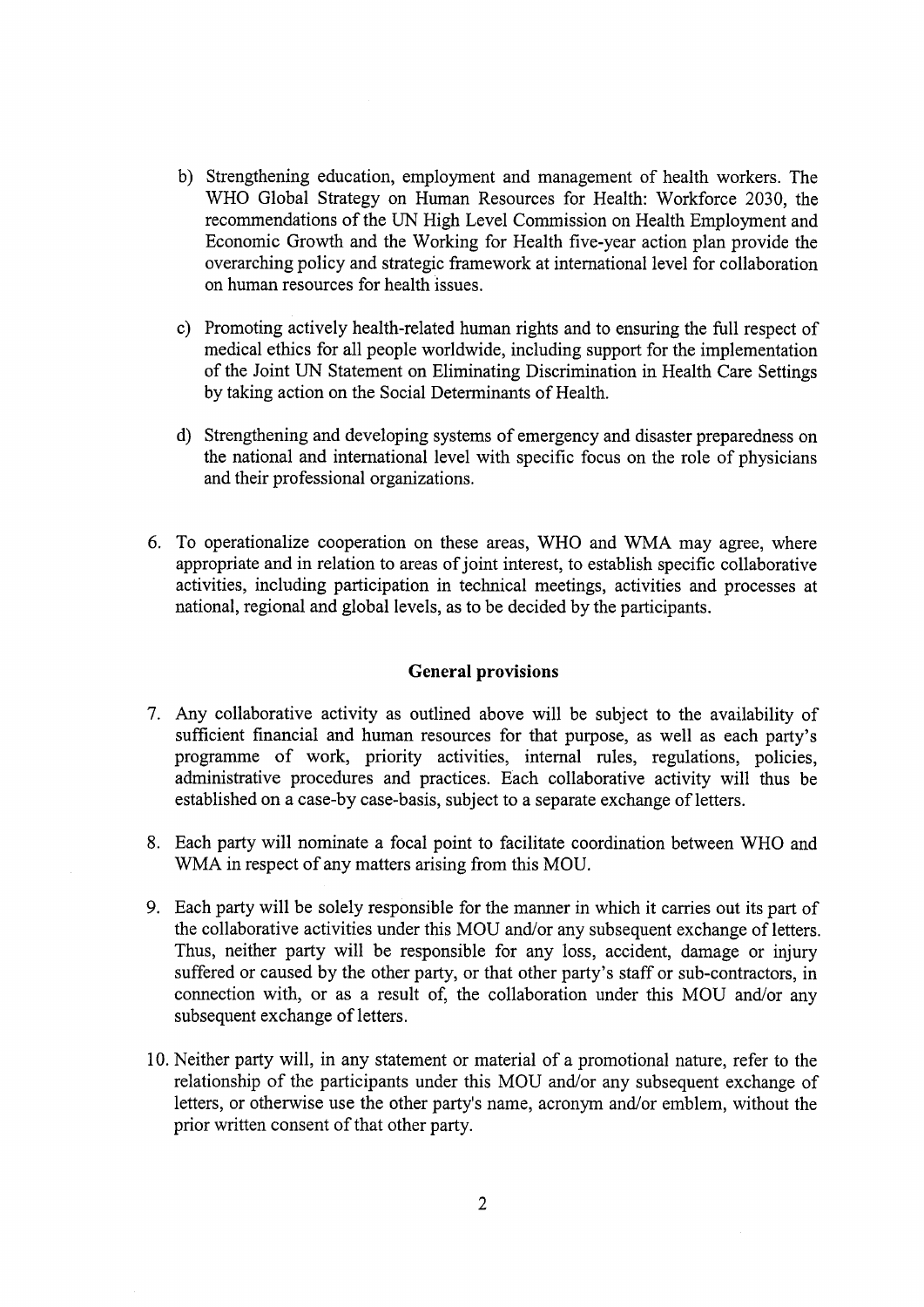b) Strengthening education, employment and management of health workers. The WHO Global Strategy on Human Resources for Health: Workforce 2030, the recommendations of the UN High Level Commission on Health Employment and Economic Growth and the Working for Health five-year action plan provide the overarching policy and strategic framework at international level for collaboration on human resources for health issues.

c) Promoting actively health-related human rights and to ensuring the full respect of medical ethics for all people worldwide, including support for the implementation of the Joint UN Statement on Eliminating Discrimination in Health Care Settings by taking action on the Social Determinants of Health.

d) Strengthening and developing systems of emergency and disaster preparedness on the national and international level with specific focus on the role of physicians and their professional organizations.

6. To operationalize cooperation on these areas, WHO and WMA may agree, where appropriate and in relation to areas of joint interest, to establish specific collaborative activities, including participation in technical meetings, activities and processes at national, regional and global levels, as to be decided by the participants.

### General provisions

7. Any collaborative activity as outlined above will be subject to the availability of sufficient financial and human resources for that purpose, as well as each party's programme of work, priority activities, internal rules, regulations, policies, administrative procedures and practices. Each collaborative activity will thus be established on a case-by case-basis, subject to a separate exchange of letters.

8. Each party will nominate a focal point to facilitate coordination between WHO and WMA in respect of any matters arising from this MOU.

9. Each party will be solely responsible for the manner in which it carries out its part of the collaborative activities under this MOU and/or any subsequent exchange of letters. Thus, neither party will be responsible for any loss, accident, damage or injury suffered or caused by the other party, or that other party's staff or sub-contractors, in connection with, or as a result of, the collaboration under this MOU and/or any subsequent exchange of letters.

10. Neither party will, in any statement or material of a promotional nature, refer to the relationship of the participants under this MOU and/or any subsequent exchange of letters, or otherwise use the other party's name, acronym and/or emblem, without the prior written consent of that other party.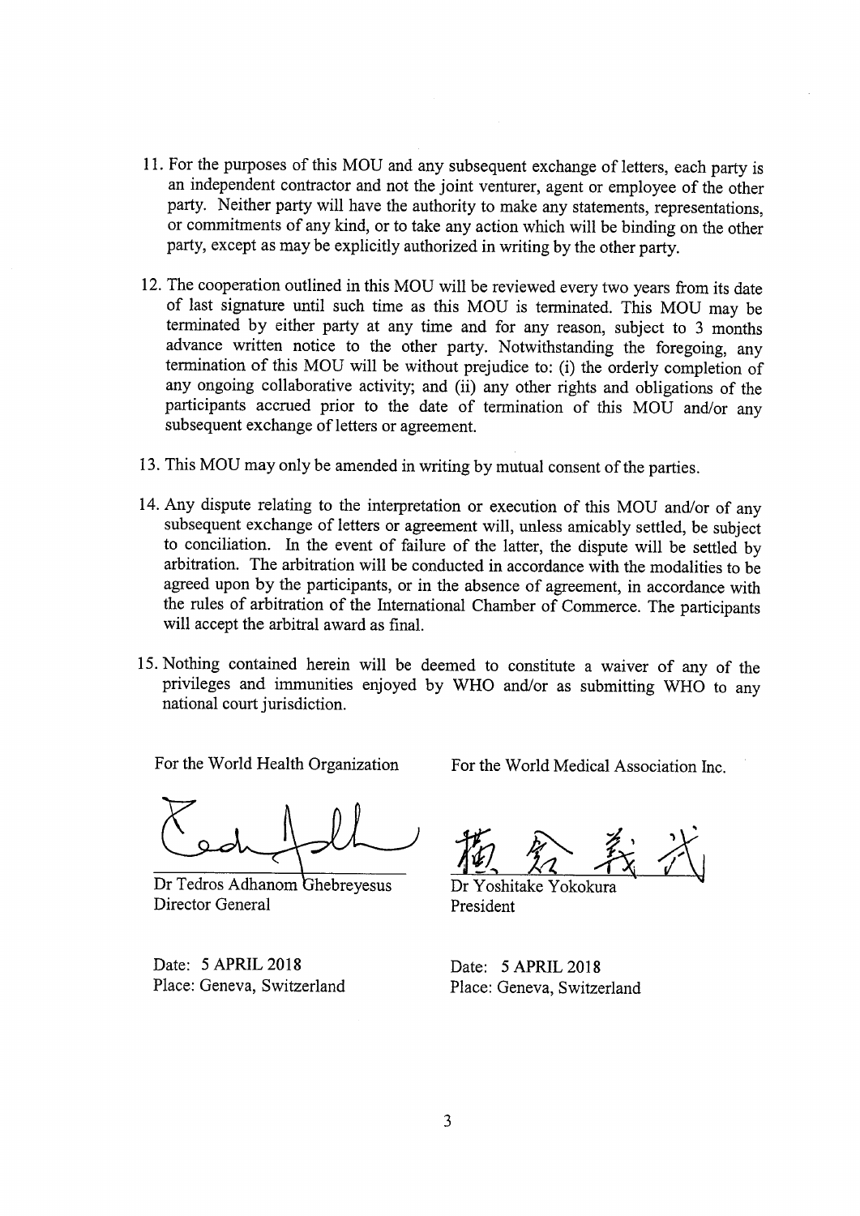11. For the purposes of this MOU and any subsequent exchange of letters, each party is an independent contractor and not the joint venturer, agent or employee of the other party. Neither party will have the authority to make any statements, representations, or commitments of any kind, or to take any action which will be binding on the other party, except as may be explicitly authorized in writing by the other party.

12. The cooperation outlined in this MOU will be reviewed every two years from its date of last signature until such time as this MOU is terminated. This MOU may be terminated by either party at any time and for any reason, subject to 3 months advance written notice to the other party. Notwithstanding the foregoing, any termination of this MOU will be without prejudice to: (i) the orderly completion of any ongoing collaborative activity; and (ii) any other rights and obligations of the participants accrued prior to the date of termination of this MOU and/or any subsequent exchange of letters or agreement.

13. This MOU may only be amended in writing by mutual consent of the parties.

14. Any dispute relating to the interpretation or execution of this MOU and/or of any subsequent exchange of letters or agreement will, unless amicably settled, be subject to conciliation. In the event of failure of the latter, the dispute will be settled by arbitration. The arbitration will be conducted in accordance with the modalities to be agreed upon by the participants, or in the absence of agreement, in accordance with the rules of arbitration of the International Chamber of Commerce. The participants will accept the arbitral award as final.

15. Nothing contained herein will be deemed to constitute a waiver of any of the privileges and immunities enjoyed by WHO and/or as submitting WHO to any national court jurisdiction.

| For the World Health Organization | For the World Medical Association Inc. |
|---|---|
| Dr Tedros Adhanom Ghebreyesus<br>Director General | Dr Yoshitake Yokokura<br>President |
| Date: 5 APRIL 2018<br>Place: Geneva, Switzerland | Date: 5 APRIL 2018<br>Place: Geneva, Switzerland |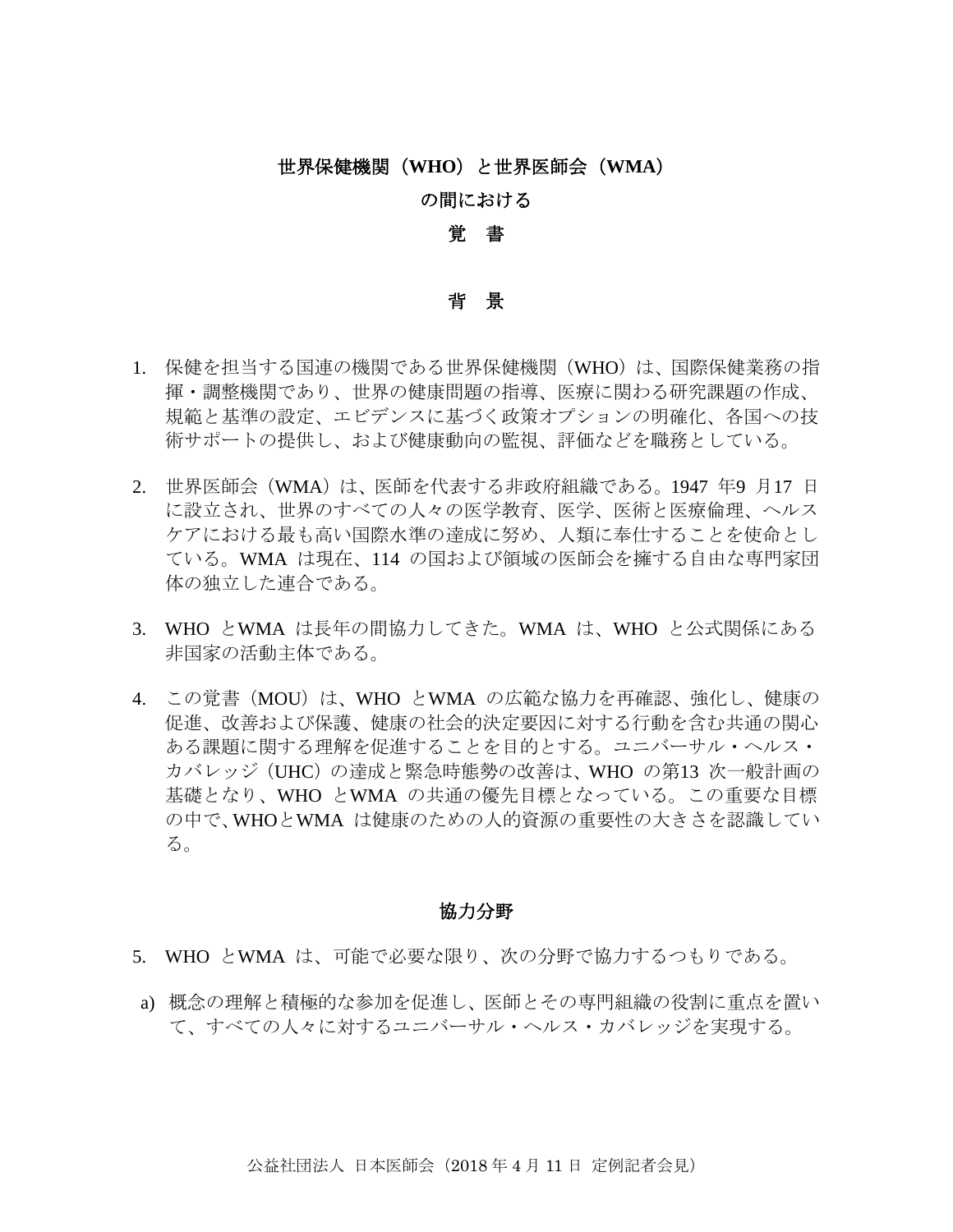# 世界保健機関（WHO）と世界医師会（WMA）
# の間における
# 覚　書

## 背　景

1. 保健を担当する国連の機関である世界保健機関（WHO）は、国際保健業務の指揮・調整機関であり、世界の健康問題の指導、医療に関わる研究課題の作成、規範と基準の設定、エビデンスに基づく政策オプションの明確化、各国への技術サポートの提供し、および健康動向の監視、評価などを職務としている。

2. 世界医師会（WMA）は、医師を代表する非政府組織である。1947 年9 月17 日に設立され、世界のすべての人々の医学教育、医学、医術と医療倫理、ヘルスケアにおける最も高い国際水準の達成に努め、人類に奉仕することを使命としている。WMA は現在、114 の国および領域の医師会を擁する自由な専門家団体の独立した連合である。

3. WHO とWMA は長年の間協力してきた。WMA は、WHO と公式関係にある非国家の活動主体である。

4. この覚書（MOU）は、WHO とWMA の広範な協力を再確認、強化し、健康の促進、改善および保護、健康の社会的決定要因に対する行動を含む共通の関心ある課題に関する理解を促進することを目的とする。ユニバーサル・ヘルス・カバレッジ（UHC）の達成と緊急時態勢の改善は、WHO の第13 次一般計画の基礎となり、WHO とWMA の共通の優先目標となっている。この重要な目標の中で、WHOとWMA は健康のための人的資源の重要性の大きさを認識している。

## 協力分野

5. WHO とWMA は、可能で必要な限り、次の分野で協力するつもりである。

a) 概念の理解と積極的な参加を促進し、医師とその専門組織の役割に重点を置いて、すべての人々に対するユニバーサル・ヘルス・カバレッジを実現する。

公益社団法人 日本医師会（2018 年 4 月 11 日 定例記者会見）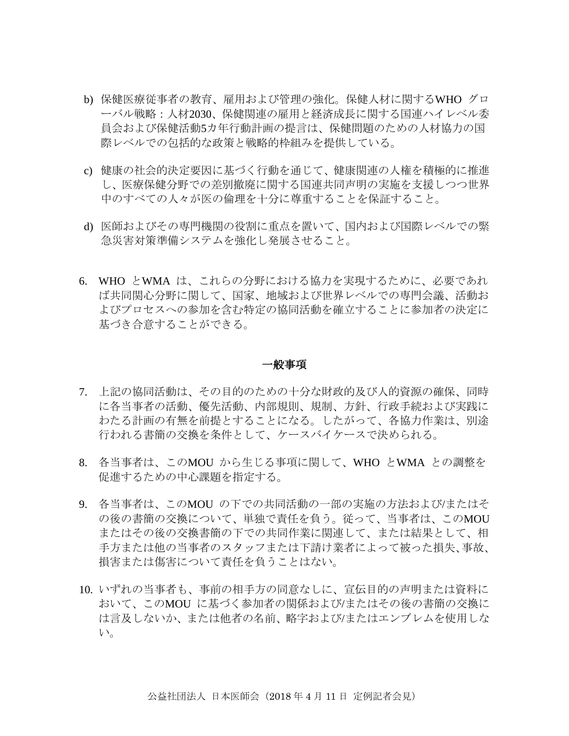b) 保健医療従事者の教育、雇用および管理の強化。保健人材に関するWHO グローバル戦略：人材2030、保健関連の雇用と経済成長に関する国連ハイレベル委員会および保健活動5カ年行動計画の提言は、保健問題のための人材協力の国際レベルでの包括的な政策と戦略的枠組みを提供している。

c) 健康の社会的決定要因に基づく行動を通じて、健康関連の人権を積極的に推進し、医療保健分野での差別撤廃に関する国連共同声明の実施を支援しつつ世界中のすべての人々が医の倫理を十分に尊重することを保証すること。

d) 医師およびその専門機関の役割に重点を置いて、国内および国際レベルでの緊急災害対策準備システムを強化し発展させること。

6. WHO とWMA は、これらの分野における協力を実現するために、必要であれば共同関心分野に関して、国家、地域および世界レベルでの専門会議、活動およびプロセスへの参加を含む特定の協同活動を確立することに参加者の決定に基づき合意することができる。

## 一般事項

7. 上記の協同活動は、その目的のための十分な財政的及び人的資源の確保、同時に各当事者の活動、優先活動、内部規則、規制、方針、行政手続および実践にわたる計画の有無を前提とすることになる。したがって、各協力作業は、別途行われる書簡の交換を条件として、ケースバイケースで決められる。

8. 各当事者は、このMOU から生じる事項に関して、WHO とWMA との調整を促進するための中心課題を指定する。

9. 各当事者は、このMOU の下での共同活動の一部の実施の方法および/またはその後の書簡の交換について、単独で責任を負う。従って、当事者は、このMOUまたはその後の交換書簡の下での共同作業に関連して、または結果として、相手方または他の当事者のスタッフまたは下請け業者によって被った損失、事故、損害または傷害について責任を負うことはない。

10. いずれの当事者も、事前の相手方の同意なしに、宣伝目的の声明または資料において、このMOU に基づく参加者の関係および/またはその後の書簡の交換には言及しないか、または他者の名前、略字および/またはエンブレムを使用しない。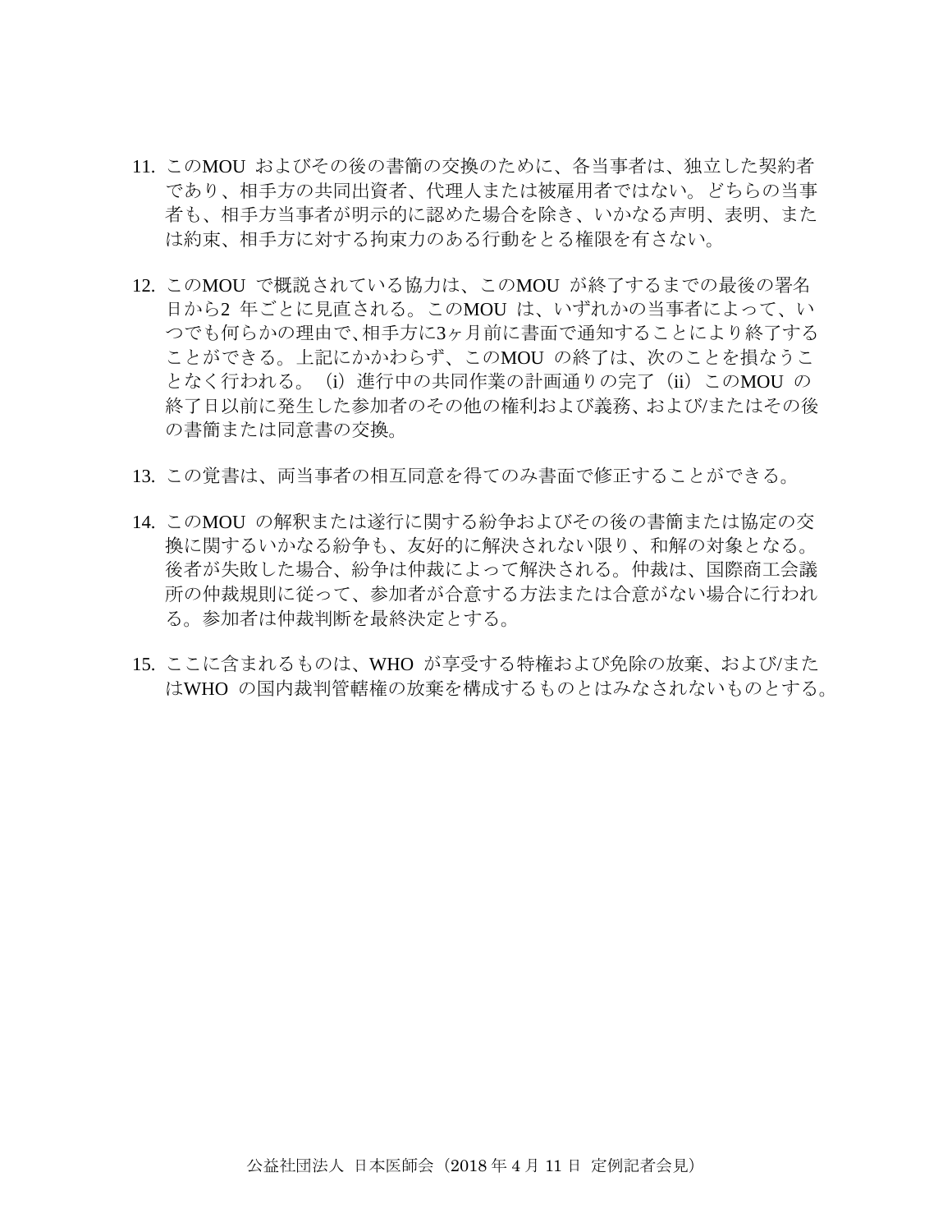11. このMOU およびその後の書簡の交換のために、各当事者は、独立した契約者であり、相手方の共同出資者、代理人または被雇用者ではない。どちらの当事者も、相手方当事者が明示的に認めた場合を除き、いかなる声明、表明、または約束、相手方に対する拘束力のある行動をとる権限を有さない。

12. このMOU で概説されている協力は、このMOU が終了するまでの最後の署名日から2 年ごとに見直される。このMOU は、いずれかの当事者によって、いつでも何らかの理由で、相手方に3ヶ月前に書面で通知することにより終了することができる。上記にかかわらず、このMOU の終了は、次のことを損なうことなく行われる。（i）進行中の共同作業の計画通りの完了（ii）このMOU の終了日以前に発生した参加者のその他の権利および義務、および/またはその後の書簡または同意書の交換。

13. この覚書は、両当事者の相互同意を得てのみ書面で修正することができる。

14. このMOU の解釈または遂行に関する紛争およびその後の書簡または協定の交換に関するいかなる紛争も、友好的に解決されない限り、和解の対象となる。後者が失敗した場合、紛争は仲裁によって解決される。仲裁は、国際商工会議所の仲裁規則に従って、参加者が合意する方法または合意がない場合に行われる。参加者は仲裁判断を最終決定とする。

15. ここに含まれるものは、WHO が享受する特権および免除の放棄、および/またはWHO の国内裁判管轄権の放棄を構成するものとはみなされないものとする。